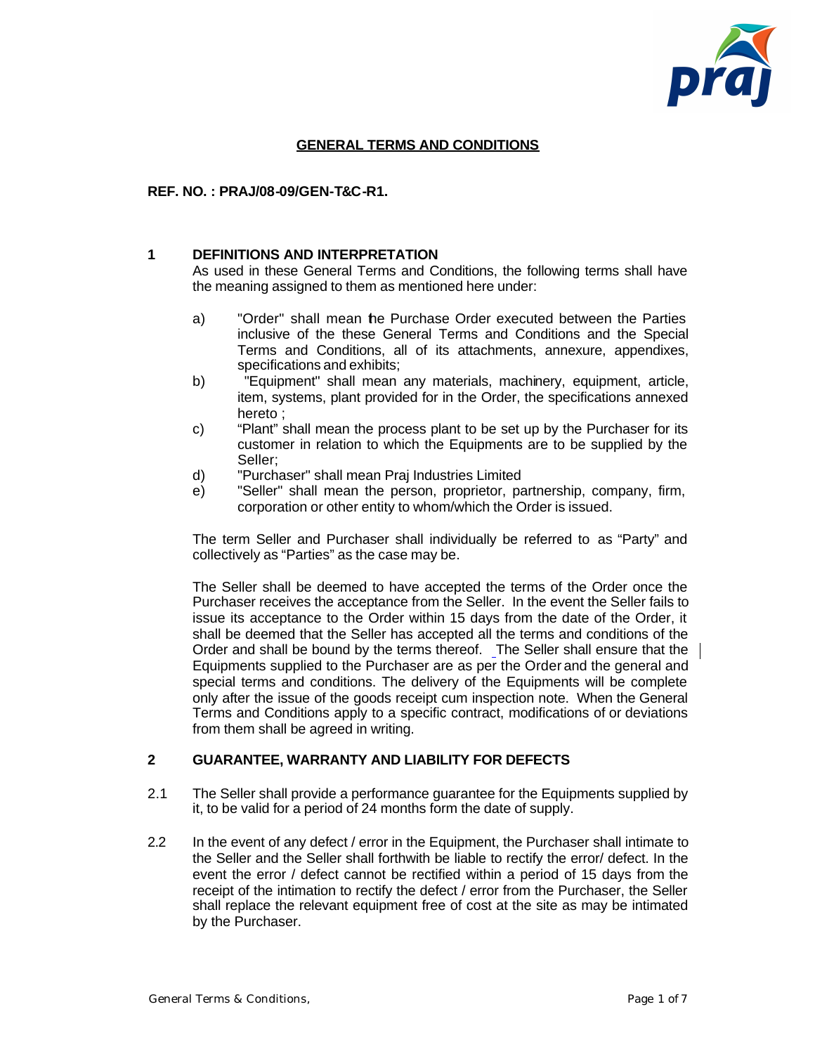# GENERAL TERMS AND CONDITIONS

**REF. NO. : PRAJ/08-09/GEN-T&C-R1.**

## 1 DEFINITIONS AND INTERPRETATION

As used in these General Terms and Conditions, the following terms shall have the meaning assigned to them as mentioned here under:

a) "Order" shall mean the Purchase Order executed between the Parties inclusive of the these General Terms and Conditions and the Special Terms and Conditions, all of its attachments, annexure, appendixes, specifications and exhibits;

b) "Equipment" shall mean any materials, machinery, equipment, article, item, systems, plant provided for in the Order, the specifications annexed hereto ;

c) "Plant" shall mean the process plant to be set up by the Purchaser for its customer in relation to which the Equipments are to be supplied by the Seller;

d) "Purchaser" shall mean Praj Industries Limited

e) "Seller" shall mean the person, proprietor, partnership, company, firm, corporation or other entity to whom/which the Order is issued.

The term Seller and Purchaser shall individually be referred to as "Party" and collectively as "Parties" as the case may be.

The Seller shall be deemed to have accepted the terms of the Order once the Purchaser receives the acceptance from the Seller. In the event the Seller fails to issue its acceptance to the Order within 15 days from the date of the Order, it shall be deemed that the Seller has accepted all the terms and conditions of the Order and shall be bound by the terms thereof. The Seller shall ensure that the Equipments supplied to the Purchaser are as per the Order and the general and special terms and conditions. The delivery of the Equipments will be complete only after the issue of the goods receipt cum inspection note. When the General Terms and Conditions apply to a specific contract, modifications of or deviations from them shall be agreed in writing.

## 2 GUARANTEE, WARRANTY AND LIABILITY FOR DEFECTS

2.1 The Seller shall provide a performance guarantee for the Equipments supplied by it, to be valid for a period of 24 months form the date of supply.

2.2 In the event of any defect / error in the Equipment, the Purchaser shall intimate to the Seller and the Seller shall forthwith be liable to rectify the error/ defect. In the event the error / defect cannot be rectified within a period of 15 days from the receipt of the intimation to rectify the defect / error from the Purchaser, the Seller shall replace the relevant equipment free of cost at the site as may be intimated by the Purchaser.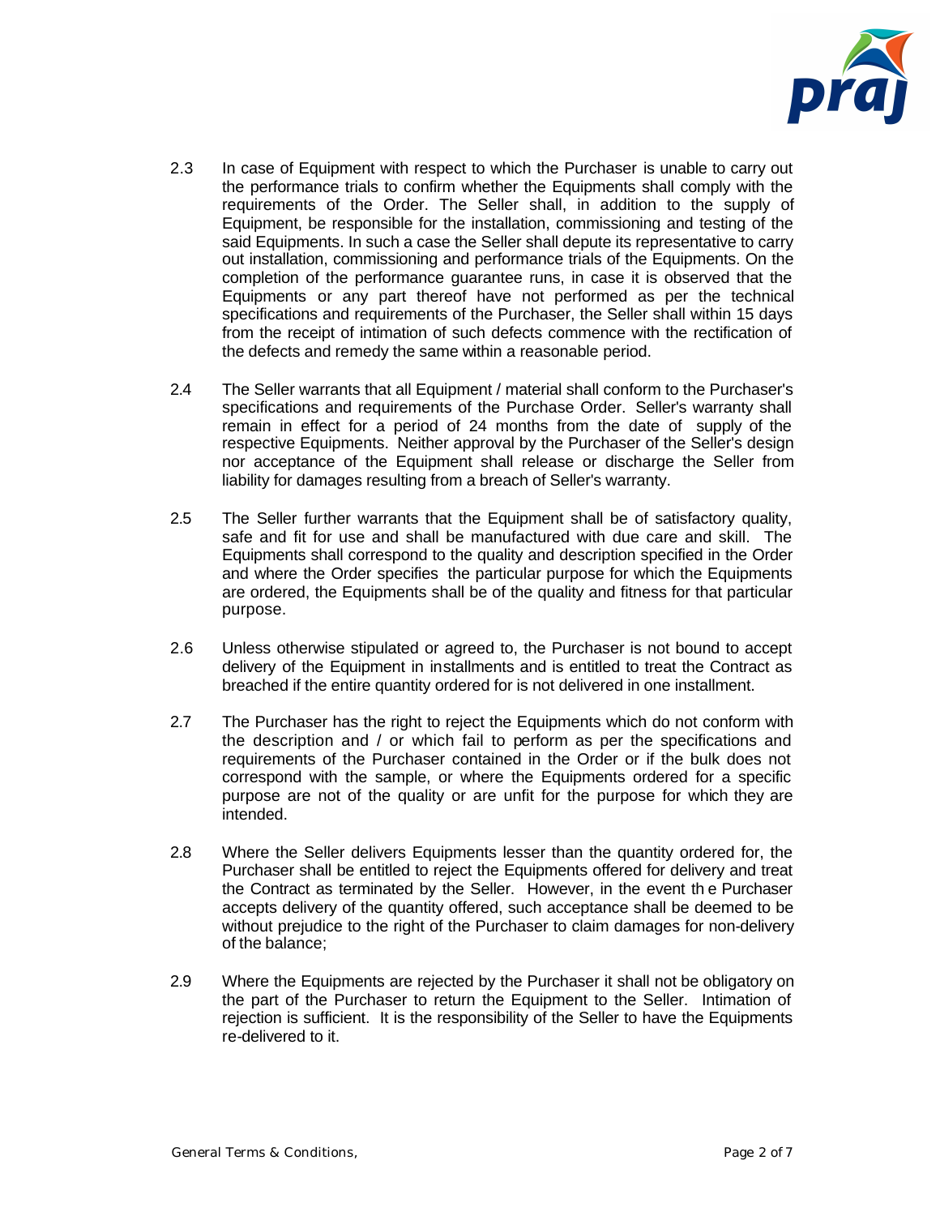2.3 In case of Equipment with respect to which the Purchaser is unable to carry out the performance trials to confirm whether the Equipments shall comply with the requirements of the Order. The Seller shall, in addition to the supply of Equipment, be responsible for the installation, commissioning and testing of the said Equipments. In such a case the Seller shall depute its representative to carry out installation, commissioning and performance trials of the Equipments. On the completion of the performance guarantee runs, in case it is observed that the Equipments or any part thereof have not performed as per the technical specifications and requirements of the Purchaser, the Seller shall within 15 days from the receipt of intimation of such defects commence with the rectification of the defects and remedy the same within a reasonable period.

2.4 The Seller warrants that all Equipment / material shall conform to the Purchaser's specifications and requirements of the Purchase Order. Seller's warranty shall remain in effect for a period of 24 months from the date of supply of the respective Equipments. Neither approval by the Purchaser of the Seller's design nor acceptance of the Equipment shall release or discharge the Seller from liability for damages resulting from a breach of Seller's warranty.

2.5 The Seller further warrants that the Equipment shall be of satisfactory quality, safe and fit for use and shall be manufactured with due care and skill. The Equipments shall correspond to the quality and description specified in the Order and where the Order specifies the particular purpose for which the Equipments are ordered, the Equipments shall be of the quality and fitness for that particular purpose.

2.6 Unless otherwise stipulated or agreed to, the Purchaser is not bound to accept delivery of the Equipment in installments and is entitled to treat the Contract as breached if the entire quantity ordered for is not delivered in one installment.

2.7 The Purchaser has the right to reject the Equipments which do not conform with the description and / or which fail to perform as per the specifications and requirements of the Purchaser contained in the Order or if the bulk does not correspond with the sample, or where the Equipments ordered for a specific purpose are not of the quality or are unfit for the purpose for which they are intended.

2.8 Where the Seller delivers Equipments lesser than the quantity ordered for, the Purchaser shall be entitled to reject the Equipments offered for delivery and treat the Contract as terminated by the Seller. However, in the event th e Purchaser accepts delivery of the quantity offered, such acceptance shall be deemed to be without prejudice to the right of the Purchaser to claim damages for non-delivery of the balance;

2.9 Where the Equipments are rejected by the Purchaser it shall not be obligatory on the part of the Purchaser to return the Equipment to the Seller. Intimation of rejection is sufficient. It is the responsibility of the Seller to have the Equipments re-delivered to it.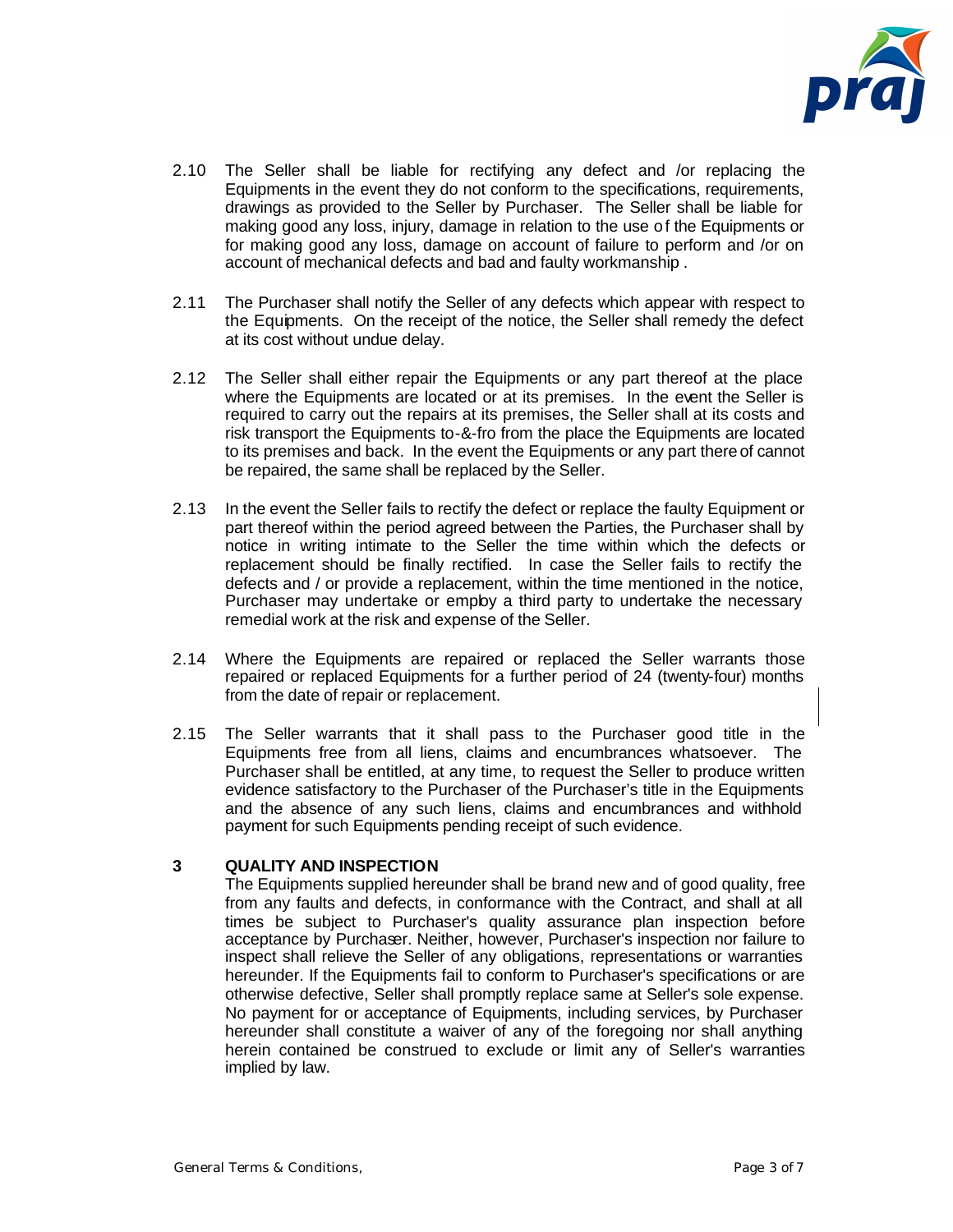2.10 The Seller shall be liable for rectifying any defect and /or replacing the Equipments in the event they do not conform to the specifications, requirements, drawings as provided to the Seller by Purchaser. The Seller shall be liable for making good any loss, injury, damage in relation to the use of the Equipments or for making good any loss, damage on account of failure to perform and /or on account of mechanical defects and bad and faulty workmanship .

2.11 The Purchaser shall notify the Seller of any defects which appear with respect to the Equipments. On the receipt of the notice, the Seller shall remedy the defect at its cost without undue delay.

2.12 The Seller shall either repair the Equipments or any part thereof at the place where the Equipments are located or at its premises. In the event the Seller is required to carry out the repairs at its premises, the Seller shall at its costs and risk transport the Equipments to-&-fro from the place the Equipments are located to its premises and back. In the event the Equipments or any part there of cannot be repaired, the same shall be replaced by the Seller.

2.13 In the event the Seller fails to rectify the defect or replace the faulty Equipment or part thereof within the period agreed between the Parties, the Purchaser shall by notice in writing intimate to the Seller the time within which the defects or replacement should be finally rectified. In case the Seller fails to rectify the defects and / or provide a replacement, within the time mentioned in the notice, Purchaser may undertake or employ a third party to undertake the necessary remedial work at the risk and expense of the Seller.

2.14 Where the Equipments are repaired or replaced the Seller warrants those repaired or replaced Equipments for a further period of 24 (twenty-four) months from the date of repair or replacement.

2.15 The Seller warrants that it shall pass to the Purchaser good title in the Equipments free from all liens, claims and encumbrances whatsoever. The Purchaser shall be entitled, at any time, to request the Seller to produce written evidence satisfactory to the Purchaser of the Purchaser's title in the Equipments and the absence of any such liens, claims and encumbrances and withhold payment for such Equipments pending receipt of such evidence.

## 3 QUALITY AND INSPECTION

The Equipments supplied hereunder shall be brand new and of good quality, free from any faults and defects, in conformance with the Contract, and shall at all times be subject to Purchaser's quality assurance plan inspection before acceptance by Purchaser. Neither, however, Purchaser's inspection nor failure to inspect shall relieve the Seller of any obligations, representations or warranties hereunder. If the Equipments fail to conform to Purchaser's specifications or are otherwise defective, Seller shall promptly replace same at Seller's sole expense. No payment for or acceptance of Equipments, including services, by Purchaser hereunder shall constitute a waiver of any of the foregoing nor shall anything herein contained be construed to exclude or limit any of Seller's warranties implied by law.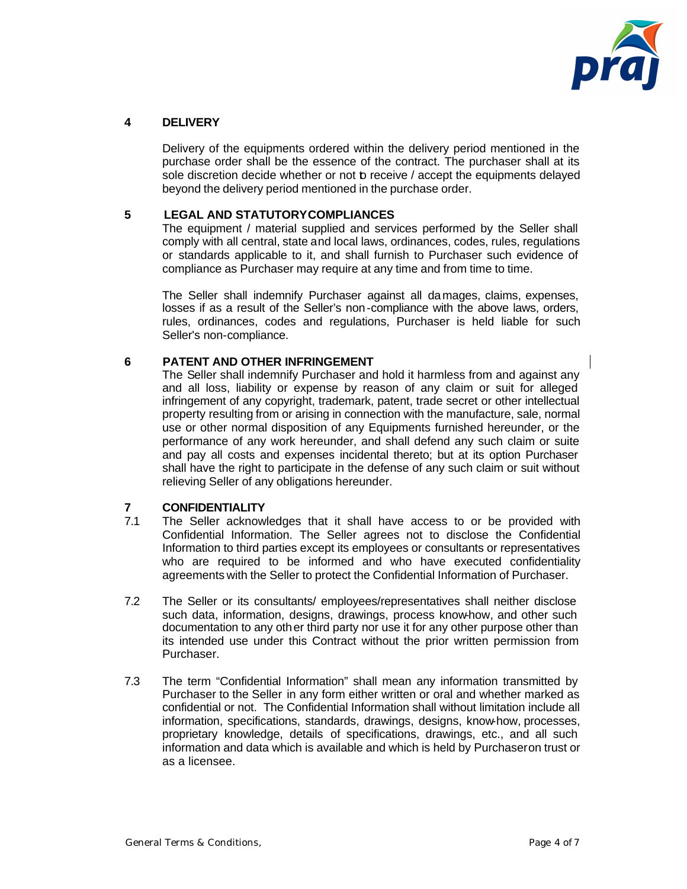## 4 DELIVERY

Delivery of the equipments ordered within the delivery period mentioned in the purchase order shall be the essence of the contract. The purchaser shall at its sole discretion decide whether or not to receive / accept the equipments delayed beyond the delivery period mentioned in the purchase order.

## 5 LEGAL AND STATUTORY COMPLIANCES

The equipment / material supplied and services performed by the Seller shall comply with all central, state and local laws, ordinances, codes, rules, regulations or standards applicable to it, and shall furnish to Purchaser such evidence of compliance as Purchaser may require at any time and from time to time.

The Seller shall indemnify Purchaser against all damages, claims, expenses, losses if as a result of the Seller's non-compliance with the above laws, orders, rules, ordinances, codes and regulations, Purchaser is held liable for such Seller's non-compliance.

## 6 PATENT AND OTHER INFRINGEMENT

The Seller shall indemnify Purchaser and hold it harmless from and against any and all loss, liability or expense by reason of any claim or suit for alleged infringement of any copyright, trademark, patent, trade secret or other intellectual property resulting from or arising in connection with the manufacture, sale, normal use or other normal disposition of any Equipments furnished hereunder, or the performance of any work hereunder, and shall defend any such claim or suite and pay all costs and expenses incidental thereto; but at its option Purchaser shall have the right to participate in the defense of any such claim or suit without relieving Seller of any obligations hereunder.

## 7 CONFIDENTIALITY

7.1 The Seller acknowledges that it shall have access to or be provided with Confidential Information. The Seller agrees not to disclose the Confidential Information to third parties except its employees or consultants or representatives who are required to be informed and who have executed confidentiality agreements with the Seller to protect the Confidential Information of Purchaser.

7.2 The Seller or its consultants/ employees/representatives shall neither disclose such data, information, designs, drawings, process know-how, and other such documentation to any other third party nor use it for any other purpose other than its intended use under this Contract without the prior written permission from Purchaser.

7.3 The term "Confidential Information" shall mean any information transmitted by Purchaser to the Seller in any form either written or oral and whether marked as confidential or not. The Confidential Information shall without limitation include all information, specifications, standards, drawings, designs, know-how, processes, proprietary knowledge, details of specifications, drawings, etc., and all such information and data which is available and which is held by Purchaser on trust or as a licensee.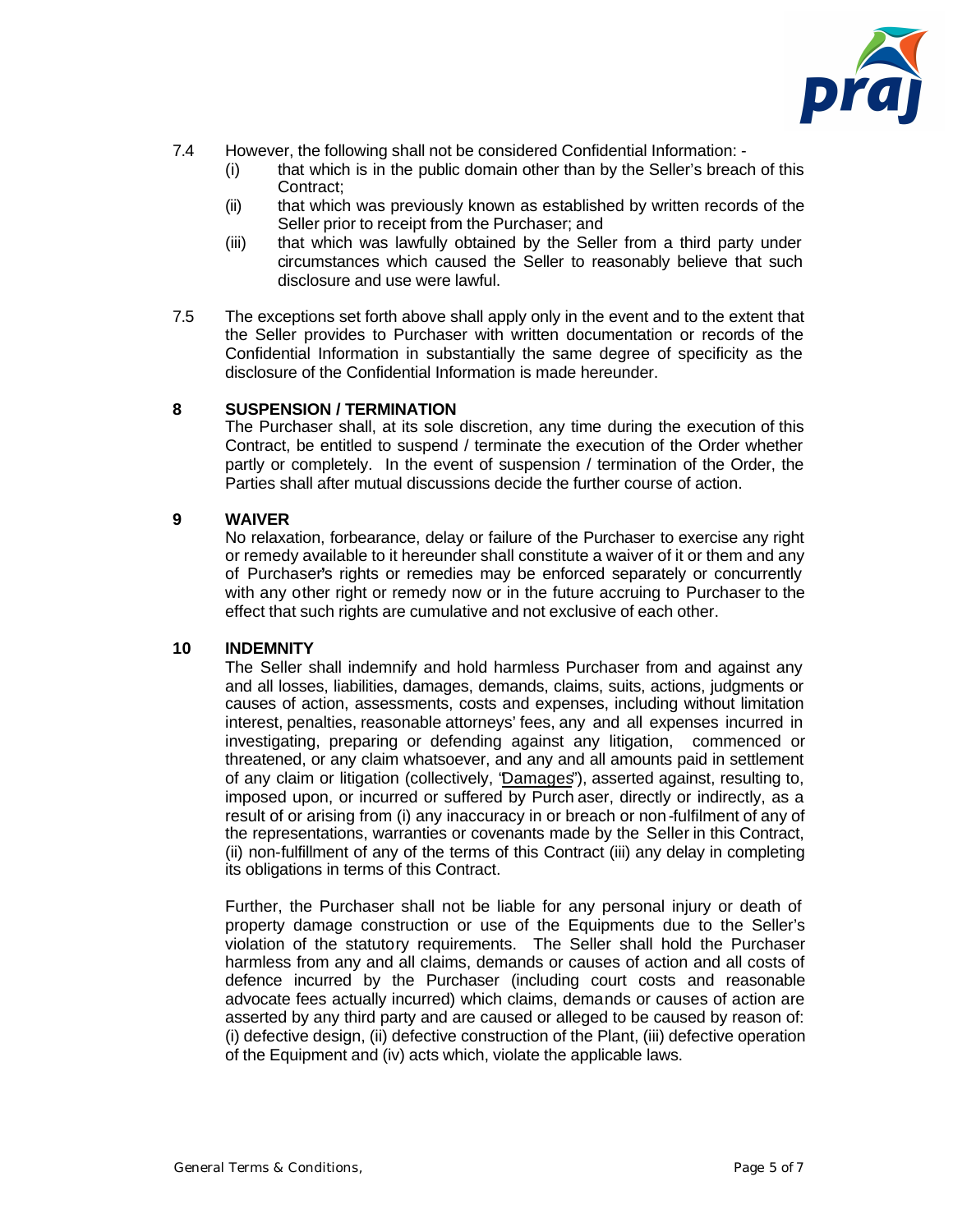7.4 However, the following shall not be considered Confidential Information: -

(i) that which is in the public domain other than by the Seller's breach of this Contract;

(ii) that which was previously known as established by written records of the Seller prior to receipt from the Purchaser; and

(iii) that which was lawfully obtained by the Seller from a third party under circumstances which caused the Seller to reasonably believe that such disclosure and use were lawful.

7.5 The exceptions set forth above shall apply only in the event and to the extent that the Seller provides to Purchaser with written documentation or records of the Confidential Information in substantially the same degree of specificity as the disclosure of the Confidential Information is made hereunder.

## 8 SUSPENSION / TERMINATION

The Purchaser shall, at its sole discretion, any time during the execution of this Contract, be entitled to suspend / terminate the execution of the Order whether partly or completely. In the event of suspension / termination of the Order, the Parties shall after mutual discussions decide the further course of action.

## 9 WAIVER

No relaxation, forbearance, delay or failure of the Purchaser to exercise any right or remedy available to it hereunder shall constitute a waiver of it or them and any of Purchaser's rights or remedies may be enforced separately or concurrently with any other right or remedy now or in the future accruing to Purchaser to the effect that such rights are cumulative and not exclusive of each other.

## 10 INDEMNITY

The Seller shall indemnify and hold harmless Purchaser from and against any and all losses, liabilities, damages, demands, claims, suits, actions, judgments or causes of action, assessments, costs and expenses, including without limitation interest, penalties, reasonable attorneys' fees, any and all expenses incurred in investigating, preparing or defending against any litigation, commenced or threatened, or any claim whatsoever, and any and all amounts paid in settlement of any claim or litigation (collectively, "Damages"), asserted against, resulting to, imposed upon, or incurred or suffered by Purchaser, directly or indirectly, as a result of or arising from (i) any inaccuracy in or breach or non-fulfilment of any of the representations, warranties or covenants made by the Seller in this Contract, (ii) non-fulfillment of any of the terms of this Contract (iii) any delay in completing its obligations in terms of this Contract.

Further, the Purchaser shall not be liable for any personal injury or death of property damage construction or use of the Equipments due to the Seller's violation of the statutory requirements. The Seller shall hold the Purchaser harmless from any and all claims, demands or causes of action and all costs of defence incurred by the Purchaser (including court costs and reasonable advocate fees actually incurred) which claims, demands or causes of action are asserted by any third party and are caused or alleged to be caused by reason of: (i) defective design, (ii) defective construction of the Plant, (iii) defective operation of the Equipment and (iv) acts which, violate the applicable laws.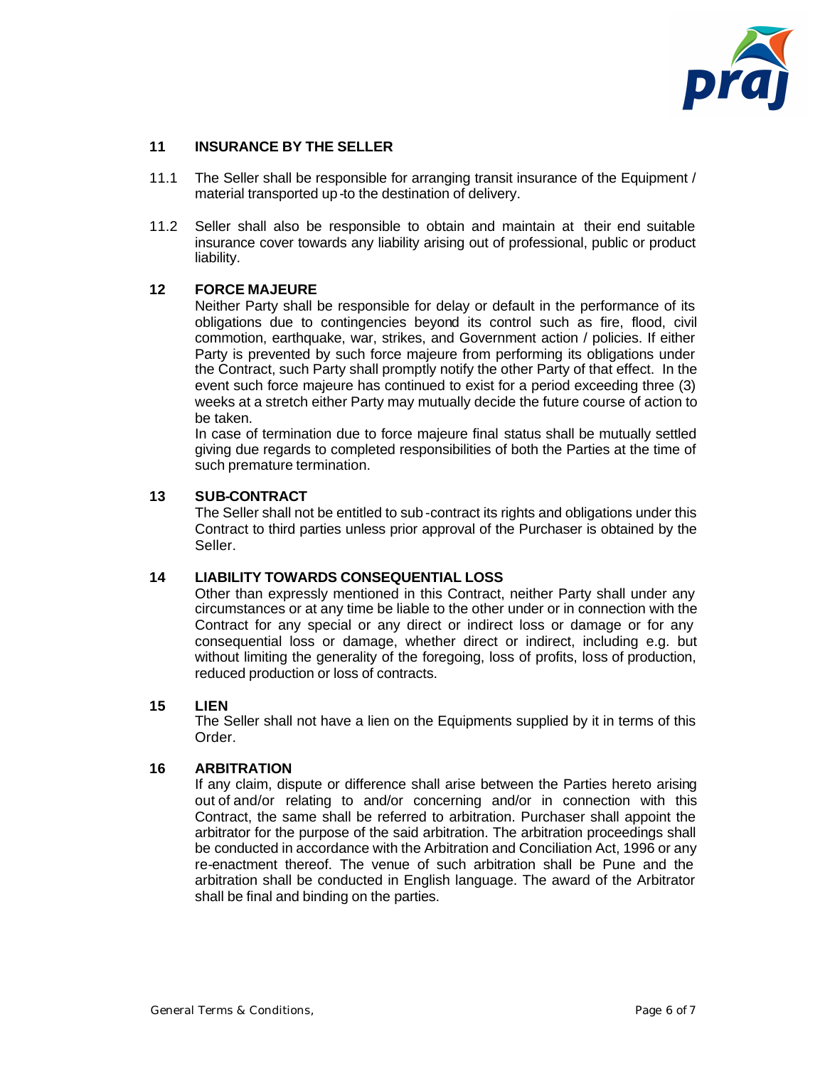## 11 INSURANCE BY THE SELLER

11.1 The Seller shall be responsible for arranging transit insurance of the Equipment / material transported up-to the destination of delivery.

11.2 Seller shall also be responsible to obtain and maintain at their end suitable insurance cover towards any liability arising out of professional, public or product liability.

## 12 FORCE MAJEURE

Neither Party shall be responsible for delay or default in the performance of its obligations due to contingencies beyond its control such as fire, flood, civil commotion, earthquake, war, strikes, and Government action / policies. If either Party is prevented by such force majeure from performing its obligations under the Contract, such Party shall promptly notify the other Party of that effect. In the event such force majeure has continued to exist for a period exceeding three (3) weeks at a stretch either Party may mutually decide the future course of action to be taken.

In case of termination due to force majeure final status shall be mutually settled giving due regards to completed responsibilities of both the Parties at the time of such premature termination.

## 13 SUB-CONTRACT

The Seller shall not be entitled to sub-contract its rights and obligations under this Contract to third parties unless prior approval of the Purchaser is obtained by the Seller.

## 14 LIABILITY TOWARDS CONSEQUENTIAL LOSS

Other than expressly mentioned in this Contract, neither Party shall under any circumstances or at any time be liable to the other under or in connection with the Contract for any special or any direct or indirect loss or damage or for any consequential loss or damage, whether direct or indirect, including e.g. but without limiting the generality of the foregoing, loss of profits, loss of production, reduced production or loss of contracts.

## 15 LIEN

The Seller shall not have a lien on the Equipments supplied by it in terms of this Order.

## 16 ARBITRATION

If any claim, dispute or difference shall arise between the Parties hereto arising out of and/or relating to and/or concerning and/or in connection with this Contract, the same shall be referred to arbitration. Purchaser shall appoint the arbitrator for the purpose of the said arbitration. The arbitration proceedings shall be conducted in accordance with the Arbitration and Conciliation Act, 1996 or any re-enactment thereof. The venue of such arbitration shall be Pune and the arbitration shall be conducted in English language. The award of the Arbitrator shall be final and binding on the parties.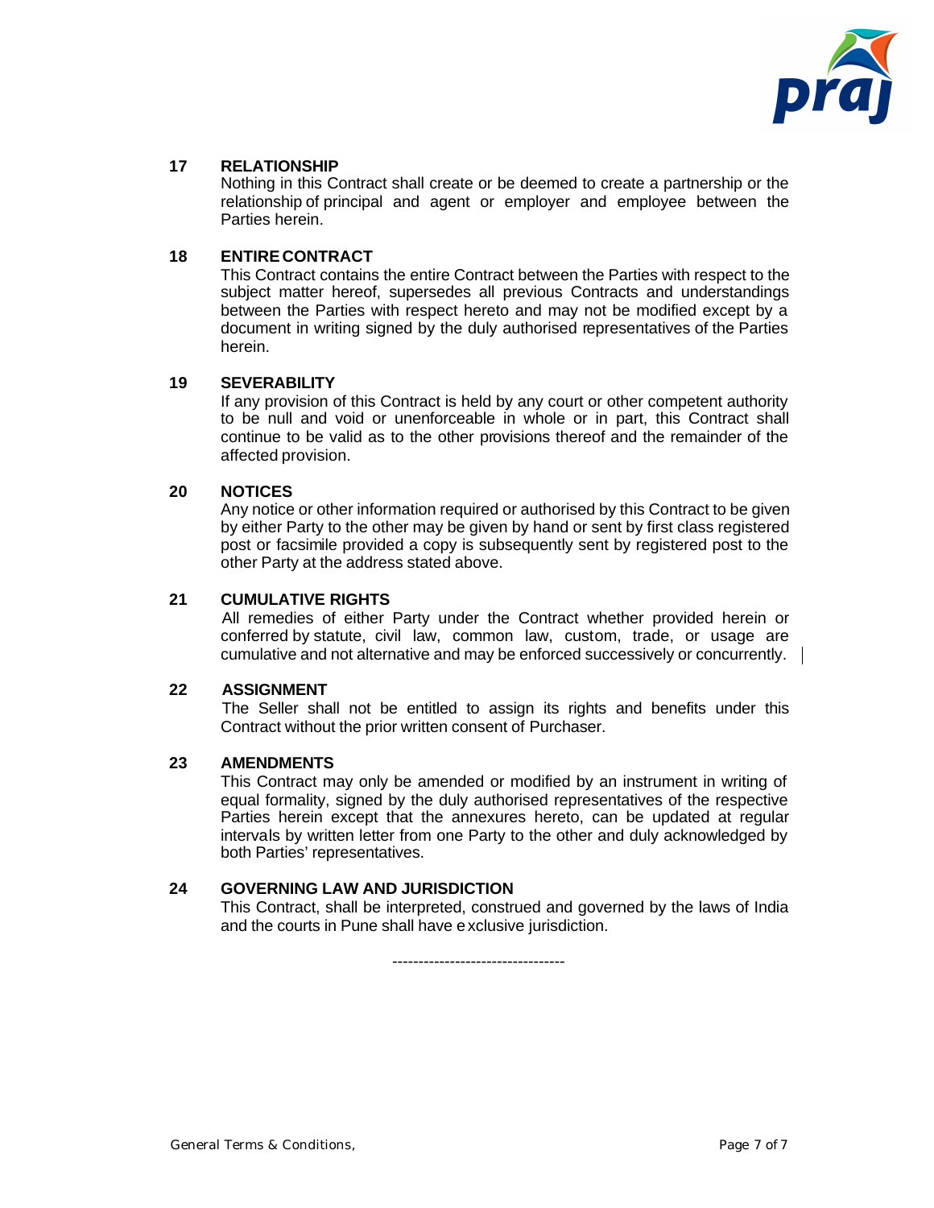## 17 RELATIONSHIP

Nothing in this Contract shall create or be deemed to create a partnership or the relationship of principal and agent or employer and employee between the Parties herein.

## 18 ENTIRE CONTRACT

This Contract contains the entire Contract between the Parties with respect to the subject matter hereof, supersedes all previous Contracts and understandings between the Parties with respect hereto and may not be modified except by a document in writing signed by the duly authorised representatives of the Parties herein.

## 19 SEVERABILITY

If any provision of this Contract is held by any court or other competent authority to be null and void or unenforceable in whole or in part, this Contract shall continue to be valid as to the other provisions thereof and the remainder of the affected provision.

## 20 NOTICES

Any notice or other information required or authorised by this Contract to be given by either Party to the other may be given by hand or sent by first class registered post or facsimile provided a copy is subsequently sent by registered post to the other Party at the address stated above.

## 21 CUMULATIVE RIGHTS

All remedies of either Party under the Contract whether provided herein or conferred by statute, civil law, common law, custom, trade, or usage are cumulative and not alternative and may be enforced successively or concurrently.

## 22 ASSIGNMENT

The Seller shall not be entitled to assign its rights and benefits under this Contract without the prior written consent of Purchaser.

## 23 AMENDMENTS

This Contract may only be amended or modified by an instrument in writing of equal formality, signed by the duly authorised representatives of the respective Parties herein except that the annexures hereto, can be updated at regular intervals by written letter from one Party to the other and duly acknowledged by both Parties' representatives.

## 24 GOVERNING LAW AND JURISDICTION

This Contract, shall be interpreted, construed and governed by the laws of India and the courts in Pune shall have exclusive jurisdiction.

---------------------------------